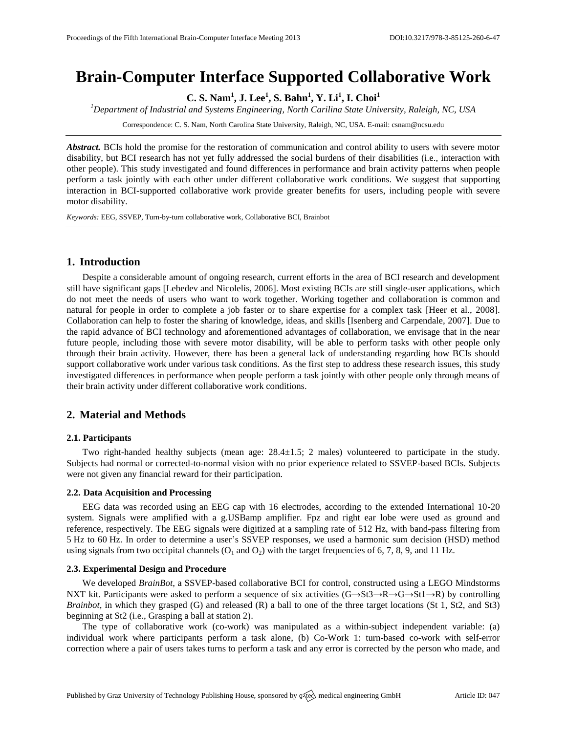# Brain-Computer Interface Supported Collaborative Work

**C. S. Nam[1], J. Lee[1], S. Bahn[1], Y. Li[1], I. Choi[1]**

[1]*Department of Industrial and Systems Engineering, North Carilina State University, Raleigh, NC, USA*

Correspondence: C. S. Nam, North Carolina State University, Raleigh, NC, USA. E-mail: csnam@ncsu.edu

***Abstract.*** BCIs hold the promise for the restoration of communication and control ability to users with severe motor disability, but BCI research has not yet fully addressed the social burdens of their disabilities (i.e., interaction with other people). This study investigated and found differences in performance and brain activity patterns when people perform a task jointly with each other under different collaborative work conditions. We suggest that supporting interaction in BCI-supported collaborative work provide greater benefits for users, including people with severe motor disability.

*Keywords:* EEG, SSVEP, Turn-by-turn collaborative work, Collaborative BCI, Brainbot

## 1. Introduction

Despite a considerable amount of ongoing research, current efforts in the area of BCI research and development still have significant gaps [Lebedev and Nicolelis, 2006]. Most existing BCIs are still single-user applications, which do not meet the needs of users who want to work together. Working together and collaboration is common and natural for people in order to complete a job faster or to share expertise for a complex task [Heer et al., 2008]. Collaboration can help to foster the sharing of knowledge, ideas, and skills [Isenberg and Carpendale, 2007]. Due to the rapid advance of BCI technology and aforementioned advantages of collaboration, we envisage that in the near future people, including those with severe motor disability, will be able to perform tasks with other people only through their brain activity. However, there has been a general lack of understanding regarding how BCIs should support collaborative work under various task conditions. As the first step to address these research issues, this study investigated differences in performance when people perform a task jointly with other people only through means of their brain activity under different collaborative work conditions.

## 2. Material and Methods

### 2.1. Participants

Two right-handed healthy subjects (mean age: 28.4±1.5; 2 males) volunteered to participate in the study. Subjects had normal or corrected-to-normal vision with no prior experience related to SSVEP-based BCIs. Subjects were not given any financial reward for their participation.

### 2.2. Data Acquisition and Processing

EEG data was recorded using an EEG cap with 16 electrodes, according to the extended International 10-20 system. Signals were amplified with a g.USBamp amplifier. Fpz and right ear lobe were used as ground and reference, respectively. The EEG signals were digitized at a sampling rate of 512 Hz, with band-pass filtering from 5 Hz to 60 Hz. In order to determine a user's SSVEP responses, we used a harmonic sum decision (HSD) method using signals from two occipital channels ($O_1$ and $O_2$) with the target frequencies of 6, 7, 8, 9, and 11 Hz.

### 2.3. Experimental Design and Procedure

We developed *BrainBot*, a SSVEP-based collaborative BCI for control, constructed using a LEGO Mindstorms NXT kit. Participants were asked to perform a sequence of six activities (G→St3→R→G→St1→R) by controlling *Brainbot*, in which they grasped (G) and released (R) a ball to one of the three target locations (St 1, St2, and St3) beginning at St2 (i.e., Grasping a ball at station 2).

The type of collaborative work (co-work) was manipulated as a within-subject independent variable: (a) individual work where participants perform a task alone, (b) Co-Work 1: turn-based co-work with self-error correction where a pair of users takes turns to perform a task and any error is corrected by the person who made, and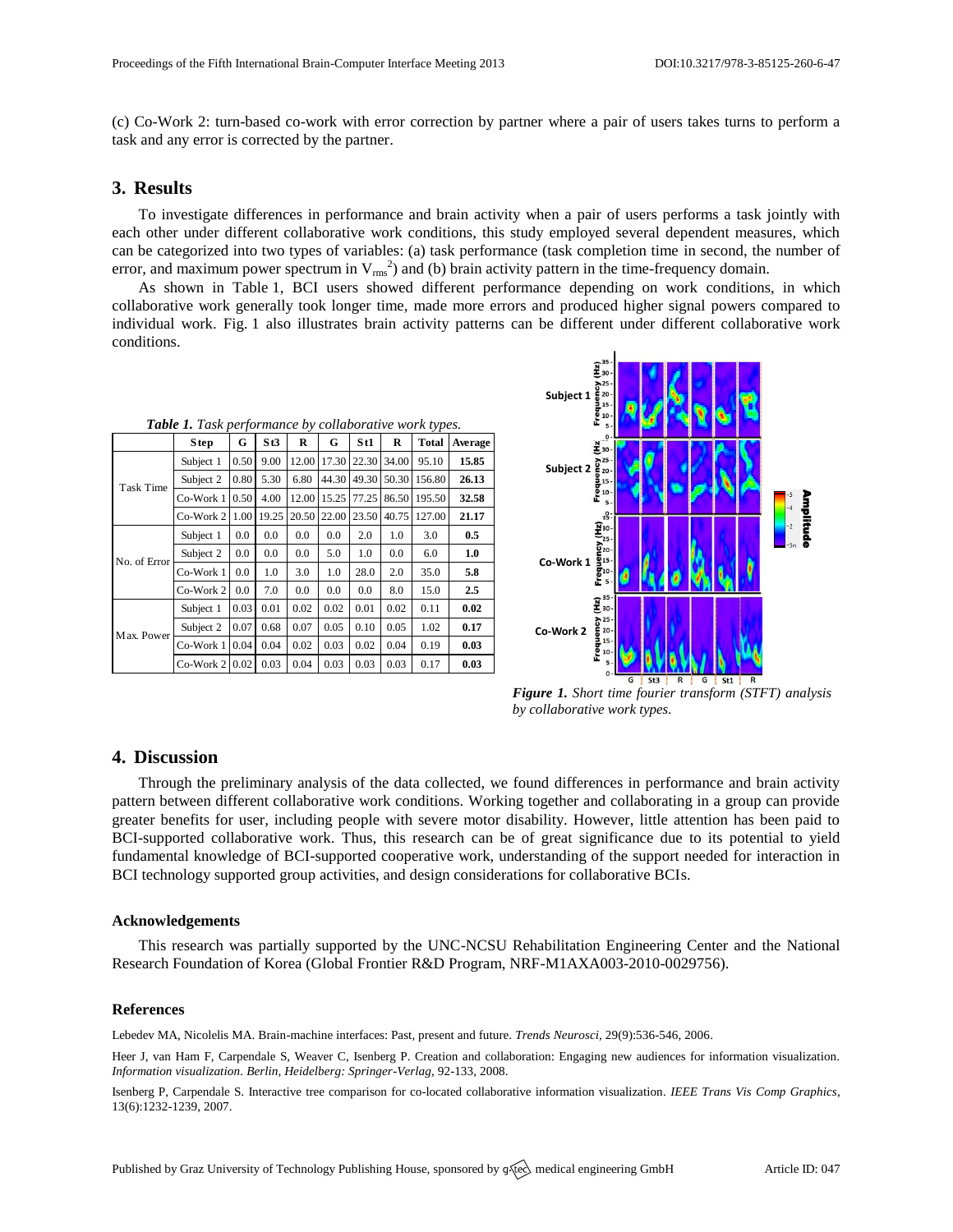(c) Co-Work 2: turn-based co-work with error correction by partner where a pair of users takes turns to perform a task and any error is corrected by the partner.

## 3. Results

To investigate differences in performance and brain activity when a pair of users performs a task jointly with each other under different collaborative work conditions, this study employed several dependent measures, which can be categorized into two types of variables: (a) task performance (task completion time in second, the number of error, and maximum power spectrum in $V_{rms}^2$) and (b) brain activity pattern in the time-frequency domain.

As shown in Table 1, BCI users showed different performance depending on work conditions, in which collaborative work generally took longer time, made more errors and produced higher signal powers compared to individual work. Fig. 1 also illustrates brain activity patterns can be different under different collaborative work conditions.

***Table 1.*** *Task performance by collaborative work types.*

| | Step | G | St3 | R | G | St1 | R | Total | Average |
|---|---|---|---|---|---|---|---|---|---|
| Task Time | Subject 1 | 0.50 | 9.00 | 12.00 | 17.30 | 22.30 | 34.00 | 95.10 | **15.85** |
| | Subject 2 | 0.80 | 5.30 | 6.80 | 44.30 | 49.30 | 50.30 | 156.80 | **26.13** |
| | Co-Work 1 | 0.50 | 4.00 | 12.00 | 15.25 | 77.25 | 86.50 | 195.50 | **32.58** |
| | Co-Work 2 | 1.00 | 19.25 | 20.50 | 22.00 | 23.50 | 40.75 | 127.00 | **21.17** |
| No. of Error | Subject 1 | 0.0 | 0.0 | 0.0 | 0.0 | 2.0 | 1.0 | 3.0 | **0.5** |
| | Subject 2 | 0.0 | 0.0 | 0.0 | 5.0 | 1.0 | 0.0 | 6.0 | **1.0** |
| | Co-Work 1 | 0.0 | 1.0 | 3.0 | 1.0 | 28.0 | 2.0 | 35.0 | **5.8** |
| | Co-Work 2 | 0.0 | 7.0 | 0.0 | 0.0 | 0.0 | 8.0 | 15.0 | **2.5** |
| Max. Power | Subject 1 | 0.03 | 0.01 | 0.02 | 0.02 | 0.01 | 0.02 | 0.11 | **0.02** |
| | Subject 2 | 0.07 | 0.68 | 0.07 | 0.05 | 0.10 | 0.05 | 1.02 | **0.17** |
| | Co-Work 1 | 0.04 | 0.04 | 0.02 | 0.02 | 0.02 | 0.04 | 0.19 | **0.03** |
| | Co-Work 2 | 0.02 | 0.03 | 0.04 | 0.03 | 0.03 | 0.03 | 0.17 | **0.03** |

Subject 1
Subject 2
Co-Work 1
Co-Work 2
Frequency (Hz)
35 30 25 20 15 10 5 0
G St3 R G St1 R
Amplitude

***Figure 1.*** *Short time fourier transform (STFT) analysis by collaborative work types.*

## 4. Discussion

Through the preliminary analysis of the data collected, we found differences in performance and brain activity pattern between different collaborative work conditions. Working together and collaborating in a group can provide greater benefits for user, including people with severe motor disability. However, little attention has been paid to BCI-supported collaborative work. Thus, this research can be of great significance due to its potential to yield fundamental knowledge of BCI-supported cooperative work, understanding of the support needed for interaction in BCI technology supported group activities, and design considerations for collaborative BCIs.

### Acknowledgements

This research was partially supported by the UNC-NCSU Rehabilitation Engineering Center and the National Research Foundation of Korea (Global Frontier R&D Program, NRF-M1AXA003-2010-0029756).

### References

Lebedev MA, Nicolelis MA. Brain-machine interfaces: Past, present and future. *Trends Neurosci*, 29(9):536-546, 2006.

Heer J, van Ham F, Carpendale S, Weaver C, Isenberg P. Creation and collaboration: Engaging new audiences for information visualization. *Information visualization. Berlin, Heidelberg: Springer-Verlag*, 92-133, 2008.

Isenberg P, Carpendale S. Interactive tree comparison for co-located collaborative information visualization. *IEEE Trans Vis Comp Graphics*, 13(6):1232-1239, 2007.